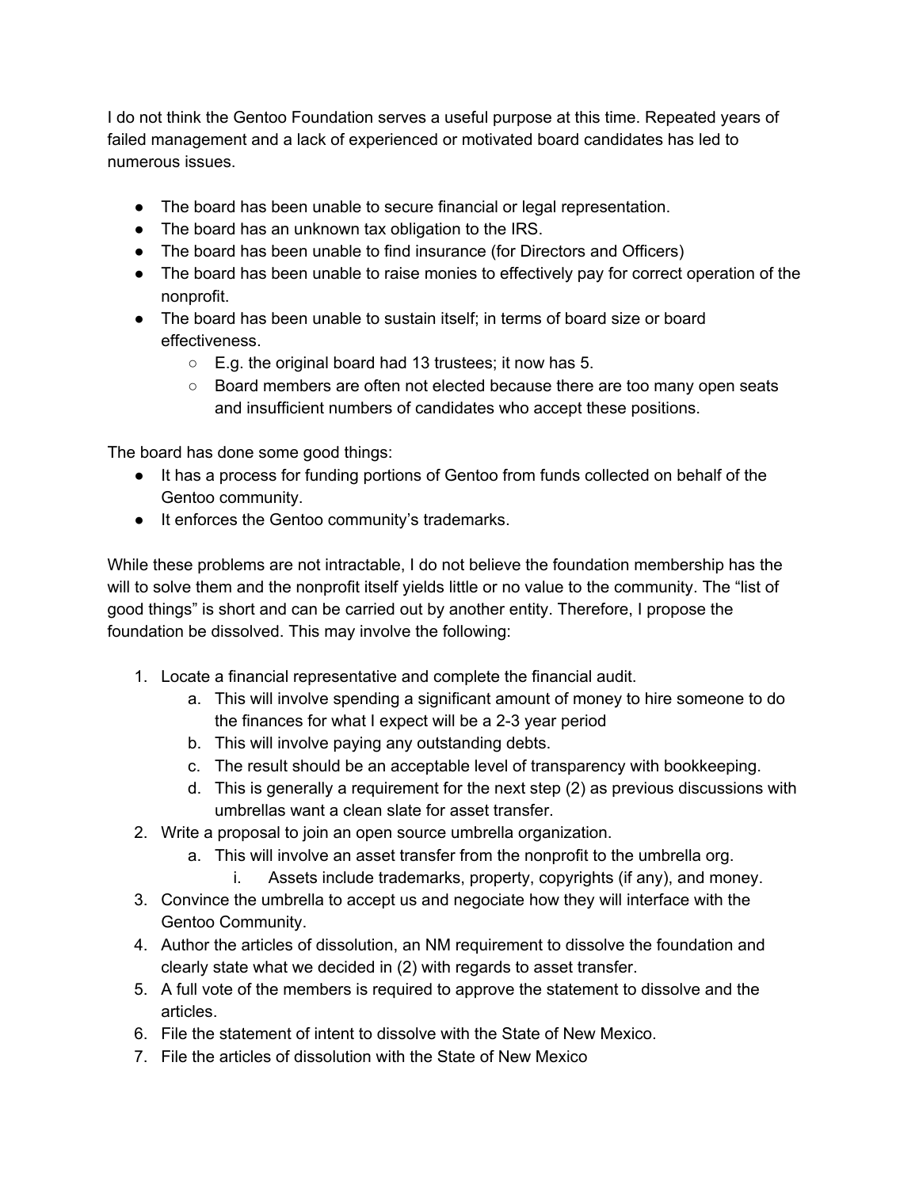I do not think the Gentoo Foundation serves a useful purpose at this time. Repeated years of failed management and a lack of experienced or motivated board candidates has led to numerous issues.

- The board has been unable to secure financial or legal representation.
- The board has an unknown tax obligation to the IRS.
- The board has been unable to find insurance (for Directors and Officers)
- The board has been unable to raise monies to effectively pay for correct operation of the nonprofit.
- The board has been unable to sustain itself; in terms of board size or board effectiveness.
    - E.g. the original board had 13 trustees; it now has 5.
    - Board members are often not elected because there are too many open seats and insufficient numbers of candidates who accept these positions.

The board has done some good things:

- It has a process for funding portions of Gentoo from funds collected on behalf of the Gentoo community.
- It enforces the Gentoo community's trademarks.

While these problems are not intractable, I do not believe the foundation membership has the will to solve them and the nonprofit itself yields little or no value to the community. The "list of good things" is short and can be carried out by another entity. Therefore, I propose the foundation be dissolved. This may involve the following:

1. Locate a financial representative and complete the financial audit.
    a. This will involve spending a significant amount of money to hire someone to do the finances for what I expect will be a 2-3 year period
    b. This will involve paying any outstanding debts.
    c. The result should be an acceptable level of transparency with bookkeeping.
    d. This is generally a requirement for the next step (2) as previous discussions with umbrellas want a clean slate for asset transfer.
2. Write a proposal to join an open source umbrella organization.
    a. This will involve an asset transfer from the nonprofit to the umbrella org.
        i. Assets include trademarks, property, copyrights (if any), and money.
3. Convince the umbrella to accept us and negociate how they will interface with the Gentoo Community.
4. Author the articles of dissolution, an NM requirement to dissolve the foundation and clearly state what we decided in (2) with regards to asset transfer.
5. A full vote of the members is required to approve the statement to dissolve and the articles.
6. File the statement of intent to dissolve with the State of New Mexico.
7. File the articles of dissolution with the State of New Mexico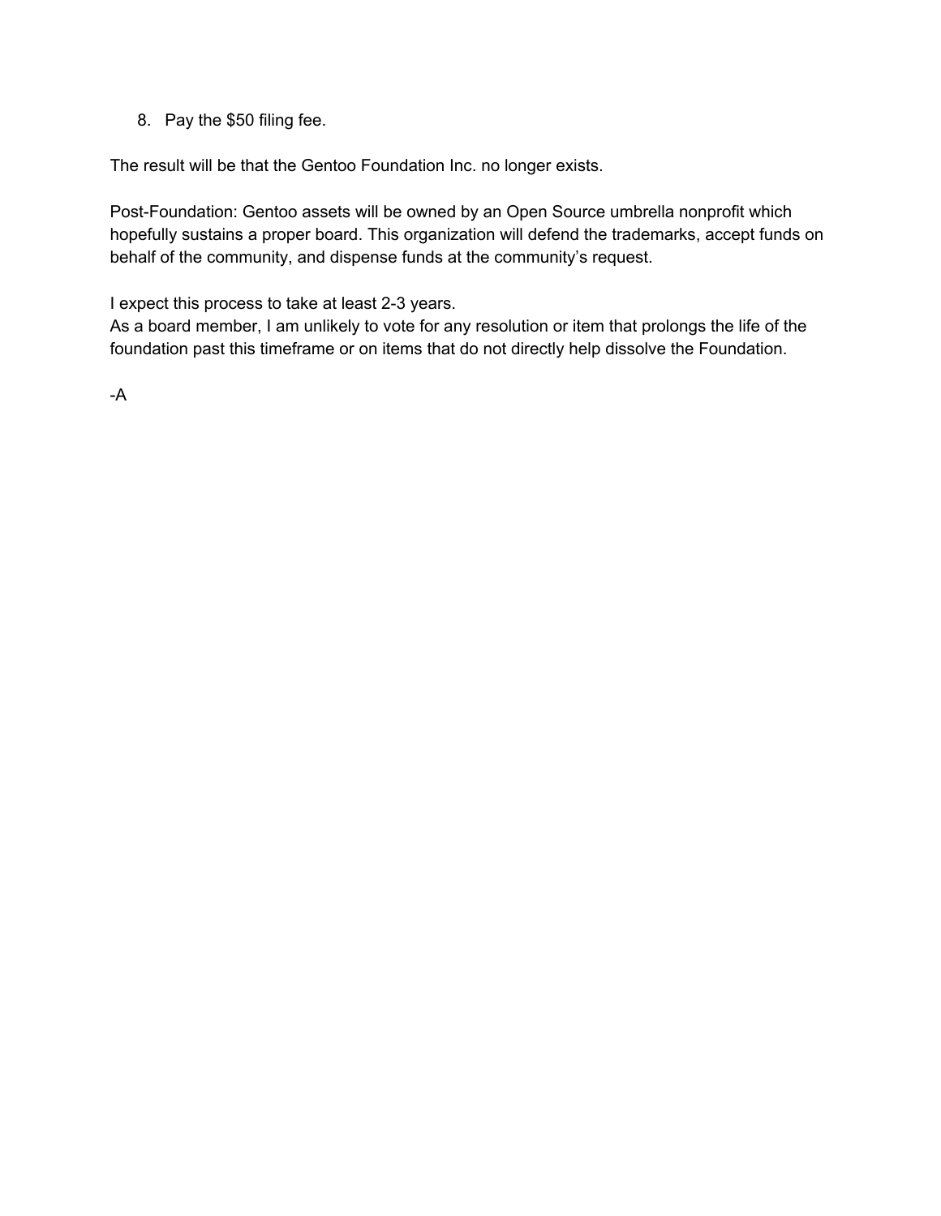8. Pay the $50 filing fee.

The result will be that the Gentoo Foundation Inc. no longer exists.

Post-Foundation: Gentoo assets will be owned by an Open Source umbrella nonprofit which hopefully sustains a proper board. This organization will defend the trademarks, accept funds on behalf of the community, and dispense funds at the community's request.

I expect this process to take at least 2-3 years.
As a board member, I am unlikely to vote for any resolution or item that prolongs the life of the foundation past this timeframe or on items that do not directly help dissolve the Foundation.

-A